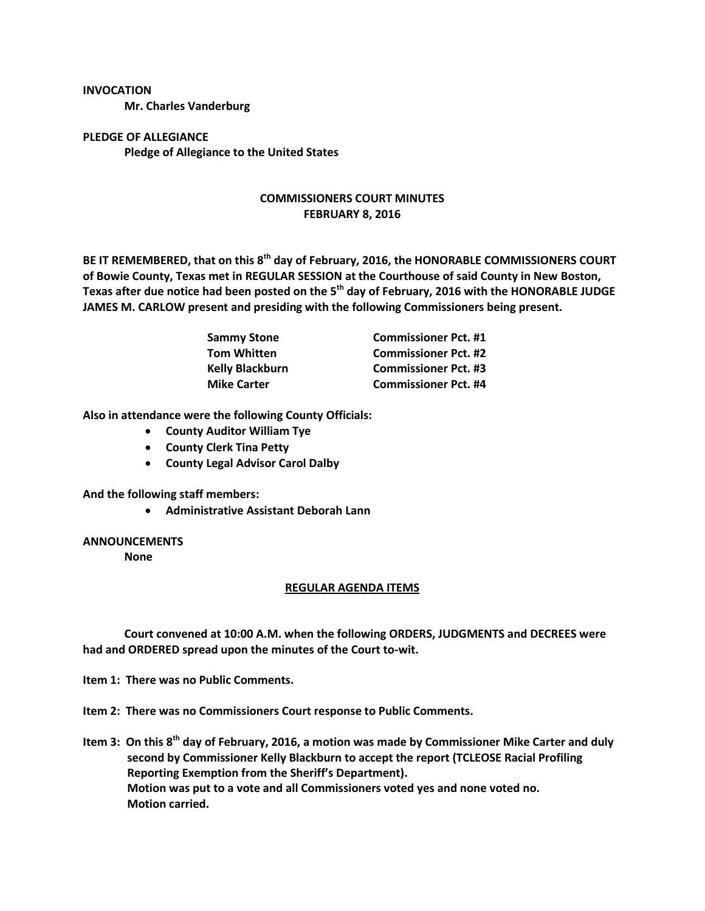**INVOCATION**

**Mr. Charles Vanderburg**

**PLEDGE OF ALLEGIANCE**

**Pledge of Allegiance to the United States**

**COMMISSIONERS COURT MINUTES**
**FEBRUARY 8, 2016**

**BE IT REMEMBERED, that on this 8th day of February, 2016, the HONORABLE COMMISSIONERS COURT of Bowie County, Texas met in REGULAR SESSION at the Courthouse of said County in New Boston, Texas after due notice had been posted on the 5th day of February, 2016 with the HONORABLE JUDGE JAMES M. CARLOW present and presiding with the following Commissioners being present.**

| | |
|---|---|
| **Sammy Stone** | **Commissioner Pct. #1** |
| **Tom Whitten** | **Commissioner Pct. #2** |
| **Kelly Blackburn** | **Commissioner Pct. #3** |
| **Mike Carter** | **Commissioner Pct. #4** |

**Also in attendance were the following County Officials:**

- **County Auditor William Tye**
- **County Clerk Tina Petty**
- **County Legal Advisor Carol Dalby**

**And the following staff members:**

- **Administrative Assistant Deborah Lann**

**ANNOUNCEMENTS**

**None**

**REGULAR AGENDA ITEMS**

**Court convened at 10:00 A.M. when the following ORDERS, JUDGMENTS and DECREES were had and ORDERED spread upon the minutes of the Court to-wit.**

**Item 1: There was no Public Comments.**

**Item 2: There was no Commissioners Court response to Public Comments.**

**Item 3: On this 8th day of February, 2016, a motion was made by Commissioner Mike Carter and duly second by Commissioner Kelly Blackburn to accept the report (TCLEOSE Racial Profiling Reporting Exemption from the Sheriff's Department).**
**Motion was put to a vote and all Commissioners voted yes and none voted no.**
**Motion carried.**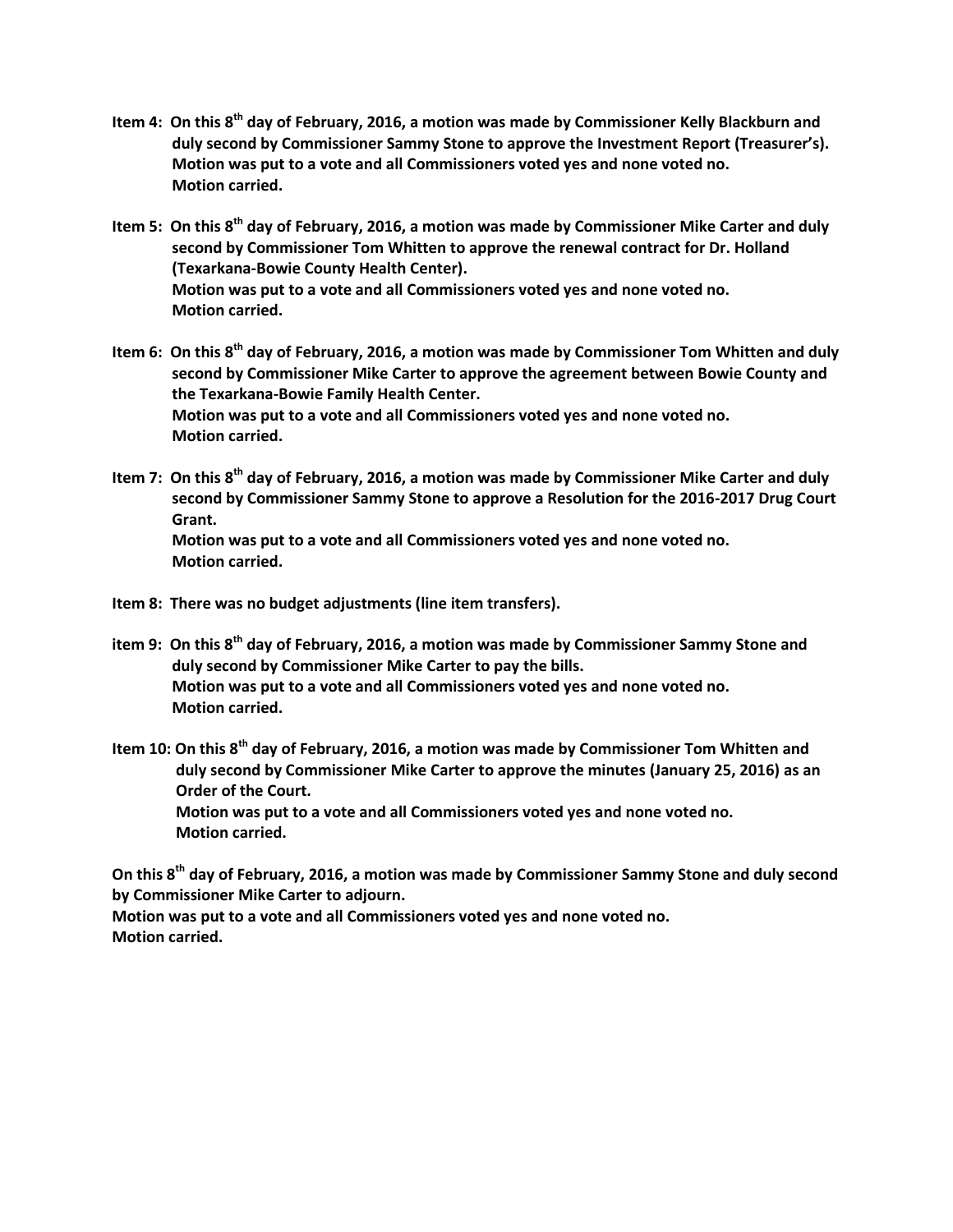**Item 4: On this 8th day of February, 2016, a motion was made by Commissioner Kelly Blackburn and duly second by Commissioner Sammy Stone to approve the Investment Report (Treasurer's).**
**Motion was put to a vote and all Commissioners voted yes and none voted no.**
**Motion carried.**

**Item 5: On this 8th day of February, 2016, a motion was made by Commissioner Mike Carter and duly second by Commissioner Tom Whitten to approve the renewal contract for Dr. Holland (Texarkana-Bowie County Health Center).**
**Motion was put to a vote and all Commissioners voted yes and none voted no.**
**Motion carried.**

**Item 6: On this 8th day of February, 2016, a motion was made by Commissioner Tom Whitten and duly second by Commissioner Mike Carter to approve the agreement between Bowie County and the Texarkana-Bowie Family Health Center.**
**Motion was put to a vote and all Commissioners voted yes and none voted no.**
**Motion carried.**

**Item 7: On this 8th day of February, 2016, a motion was made by Commissioner Mike Carter and duly second by Commissioner Sammy Stone to approve a Resolution for the 2016-2017 Drug Court Grant.**
**Motion was put to a vote and all Commissioners voted yes and none voted no.**
**Motion carried.**

**Item 8: There was no budget adjustments (line item transfers).**

**item 9: On this 8th day of February, 2016, a motion was made by Commissioner Sammy Stone and duly second by Commissioner Mike Carter to pay the bills.**
**Motion was put to a vote and all Commissioners voted yes and none voted no.**
**Motion carried.**

**Item 10: On this 8th day of February, 2016, a motion was made by Commissioner Tom Whitten and duly second by Commissioner Mike Carter to approve the minutes (January 25, 2016) as an Order of the Court.**
**Motion was put to a vote and all Commissioners voted yes and none voted no.**
**Motion carried.**

**On this 8th day of February, 2016, a motion was made by Commissioner Sammy Stone and duly second by Commissioner Mike Carter to adjourn.**
**Motion was put to a vote and all Commissioners voted yes and none voted no.**
**Motion carried.**